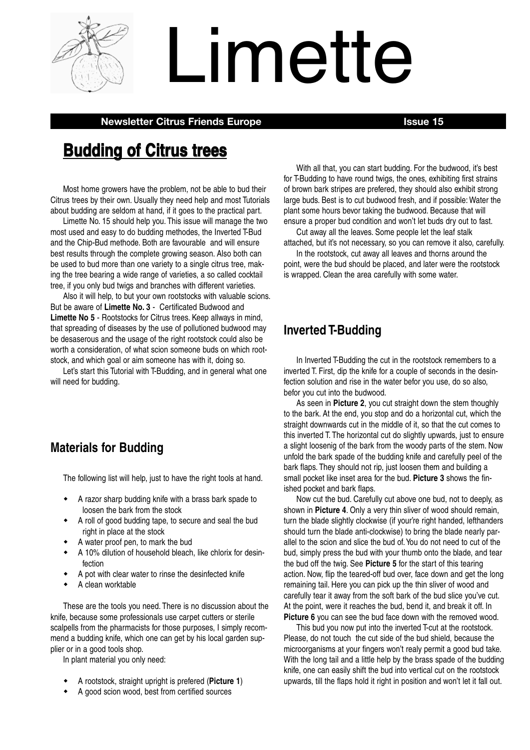# Limette

**Newsletter Citrus Friends Europe** **Issue 15**

## Budding of Citrus trees

Most home growers have the problem, not be able to bud their Citrus trees by their own. Usually they need help and most Tutorials about budding are seldom at hand, if it goes to the practical part.

Limette No. 15 should help you. This issue will manage the two most used and easy to do budding methodes, the Inverted T-Bud and the Chip-Bud methode. Both are favourable and will ensure best results through the complete growing season. Also both can be used to bud more than one variety to a single citrus tree, making the tree bearing a wide range of varieties, a so called cocktail tree, if you only bud twigs and branches with different varieties.

Also it will help, to but your own rootstocks with valuable scions. But be aware of **Limette No. 3** - Certificated Budwood and **Limette No 5** - Rootstocks for Citrus trees. Keep allways in mind, that spreading of diseases by the use of pollutioned budwood may be desaserous and the usage of the right rootstock could also be worth a consideration, of what scion someone buds on which rootstock, and which goal or aim someone has with it, doing so.

Let's start this Tutorial with T-Budding, and in general what one will need for budding.

### Materials for Budding

The following list will help, just to have the right tools at hand.

- A razor sharp budding knife with a brass bark spade to loosen the bark from the stock
- A roll of good budding tape, to secure and seal the bud right in place at the stock
- A water proof pen, to mark the bud
- A 10% dilution of household bleach, like chlorix for desinfection
- A pot with clear water to rinse the desinfected knife
- A clean worktable

These are the tools you need. There is no discussion about the knife, because some professionals use carpet cutters or sterile scalpells from the pharmacists for those purposes, I simply recommend a budding knife, which one can get by his local garden supplier or in a good tools shop.

In plant material you only need:

- A rootstock, straight upright is prefered (**Picture 1**)
- A good scion wood, best from certified sources

With all that, you can start budding. For the budwood, it's best for T-Budding to have round twigs, the ones, exhibiting first strains of brown bark stripes are prefered, they should also exhibit strong large buds. Best is to cut budwood fresh, and if possible: Water the plant some hours bevor taking the budwood. Because that will ensure a proper bud condition and won't let buds dry out to fast.

Cut away all the leaves. Some people let the leaf stalk attached, but it's not necessary, so you can remove it also, carefully.

In the rootstock, cut away all leaves and thorns around the point, were the bud should be placed, and later were the rootstock is wrapped. Clean the area carefully with some water.

### Inverted T-Budding

In Inverted T-Budding the cut in the rootstock remembers to a inverted T. First, dip the knife for a couple of seconds in the desinfection solution and rise in the water befor you use, do so also, befor you cut into the budwood.

As seen in **Picture 2**, you cut straight down the stem thoughly to the bark. At the end, you stop and do a horizontal cut, which the straight downwards cut in the middle of it, so that the cut comes to this inverted T. The horizontal cut do slightly upwards, just to ensure a slight loosenig of the bark from the woody parts of the stem. Now unfold the bark spade of the budding knife and carefully peel of the bark flaps. They should not rip, just loosen them and building a small pocket like inset area for the bud. **Picture 3** shows the finished pocket and bark flaps.

Now cut the bud. Carefully cut above one bud, not to deeply, as shown in **Picture 4**. Only a very thin sliver of wood should remain, turn the blade slightly clockwise (if your're right handed, lefthanders should turn the blade anti-clockwise) to bring the blade nearly parallel to the scion and slice the bud of. You do not need to cut of the bud, simply press the bud with your thumb onto the blade, and tear the bud off the twig. See **Picture 5** for the start of this tearing action. Now, flip the teared-off bud over, face down and get the long remaining tail. Here you can pick up the thin sliver of wood and carefully tear it away from the soft bark of the bud slice you've cut. At the point, were it reaches the bud, bend it, and break it off. In **Picture 6** you can see the bud face down with the removed wood.

This bud you now put into the inverted T-cut at the rootstock. Please, do not touch the cut side of the bud shield, because the microorganisms at your fingers won't realy permit a good bud take. With the long tail and a little help by the brass spade of the budding knife, one can easily shift the bud into vertical cut on the rootstock upwards, till the flaps hold it right in position and won't let it fall out.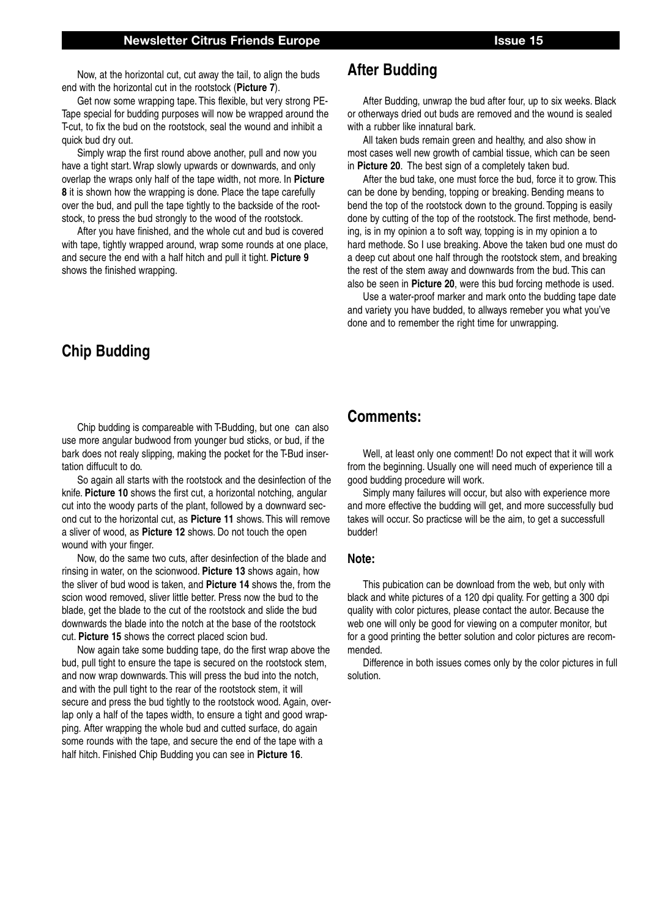Now, at the horizontal cut, cut away the tail, to align the buds end with the horizontal cut in the rootstock (**Picture 7**).

Get now some wrapping tape. This flexible, but very strong PE-Tape special for budding purposes will now be wrapped around the T-cut, to fix the bud on the rootstock, seal the wound and inhibit a quick bud dry out.

Simply wrap the first round above another, pull and now you have a tight start. Wrap slowly upwards or downwards, and only overlap the wraps only half of the tape width, not more. In **Picture 8** it is shown how the wrapping is done. Place the tape carefully over the bud, and pull the tape tightly to the backside of the rootstock, to press the bud strongly to the wood of the rootstock.

After you have finished, and the whole cut and bud is covered with tape, tightly wrapped around, wrap some rounds at one place, and secure the end with a half hitch and pull it tight. **Picture 9** shows the finished wrapping.

## Chip Budding

Chip budding is compareable with T-Budding, but one can also use more angular budwood from younger bud sticks, or bud, if the bark does not realy slipping, making the pocket for the T-Bud insertation diffucult to do.

So again all starts with the rootstock and the desinfection of the knife. **Picture 10** shows the first cut, a horizontal notching, angular cut into the woody parts of the plant, followed by a downward second cut to the horizontal cut, as **Picture 11** shows. This will remove a sliver of wood, as **Picture 12** shows. Do not touch the open wound with your finger.

Now, do the same two cuts, after desinfection of the blade and rinsing in water, on the scionwood. **Picture 13** shows again, how the sliver of bud wood is taken, and **Picture 14** shows the, from the scion wood removed, sliver little better. Press now the bud to the blade, get the blade to the cut of the rootstock and slide the bud downwards the blade into the notch at the base of the rootstock cut. **Picture 15** shows the correct placed scion bud.

Now again take some budding tape, do the first wrap above the bud, pull tight to ensure the tape is secured on the rootstock stem, and now wrap downwards. This will press the bud into the notch, and with the pull tight to the rear of the rootstock stem, it will secure and press the bud tightly to the rootstock wood. Again, overlap only a half of the tapes width, to ensure a tight and good wrapping. After wrapping the whole bud and cutted surface, do again some rounds with the tape, and secure the end of the tape with a half hitch. Finished Chip Budding you can see in **Picture 16**.

## After Budding

After Budding, unwrap the bud after four, up to six weeks. Black or otherways dried out buds are removed and the wound is sealed with a rubber like innatural bark.

All taken buds remain green and healthy, and also show in most cases well new growth of cambial tissue, which can be seen in **Picture 20**. The best sign of a completely taken bud.

After the bud take, one must force the bud, force it to grow. This can be done by bending, topping or breaking. Bending means to bend the top of the rootstock down to the ground. Topping is easily done by cutting of the top of the rootstock. The first methode, bending, is in my opinion a to soft way, topping is in my opinion a to hard methode. So I use breaking. Above the taken bud one must do a deep cut about one half through the rootstock stem, and breaking the rest of the stem away and downwards from the bud. This can also be seen in **Picture 20**, were this bud forcing methode is used.

Use a water-proof marker and mark onto the budding tape date and variety you have budded, to allways remeber you what you've done and to remember the right time for unwrapping.

## Comments:

Well, at least only one comment! Do not expect that it will work from the beginning. Usually one will need much of experience till a good budding procedure will work.

Simply many failures will occur, but also with experience more and more effective the budding will get, and more successfully bud takes will occur. So practicse will be the aim, to get a successfull budder!

### Note:

This pubication can be download from the web, but only with black and white pictures of a 120 dpi quality. For getting a 300 dpi quality with color pictures, please contact the autor. Because the web one will only be good for viewing on a computer monitor, but for a good printing the better solution and color pictures are recommended.

Difference in both issues comes only by the color pictures in full solution.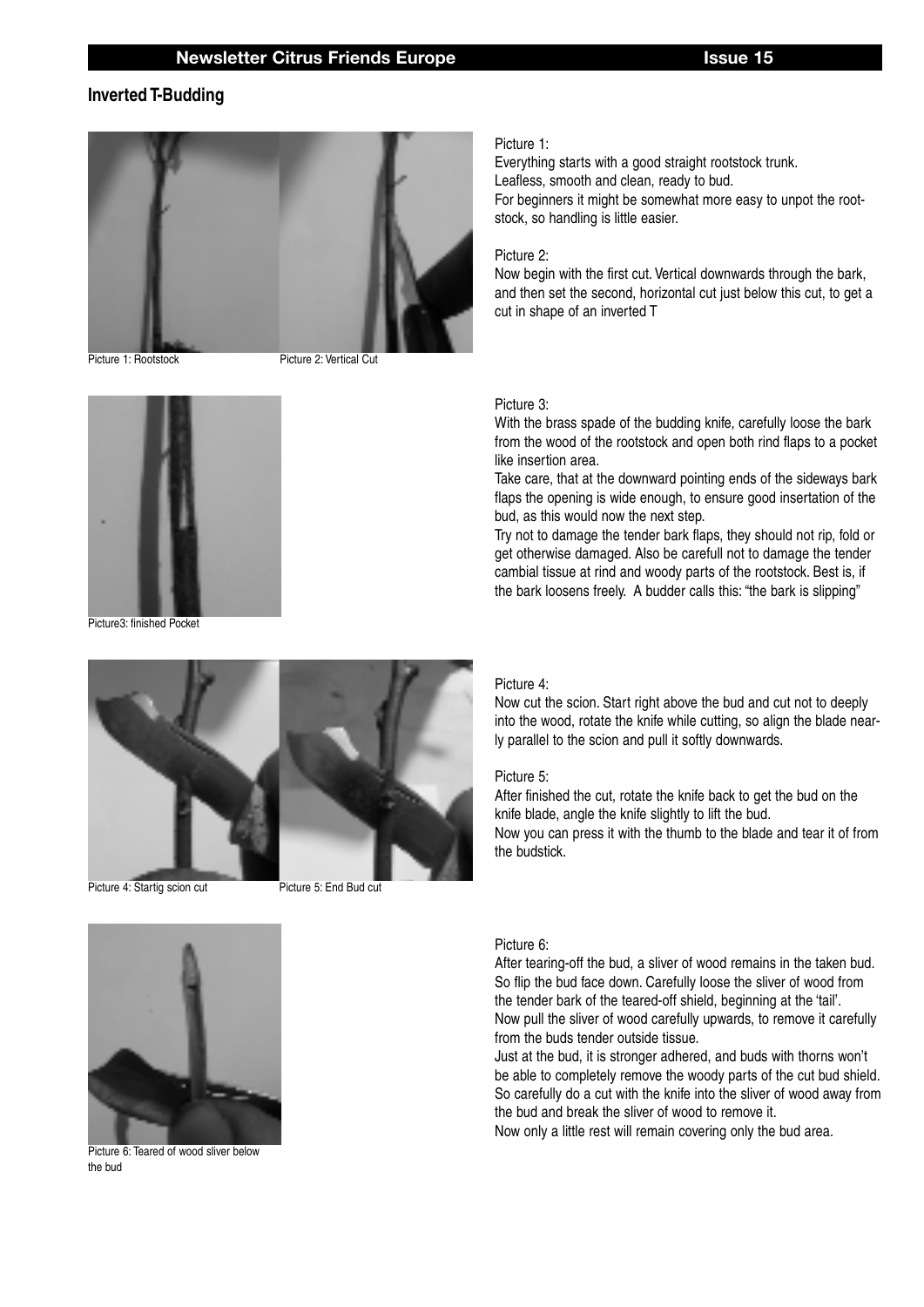## Inverted T-Budding

Picture 1: Rootstock

Picture 2: Vertical Cut

Picture 1:
Everything starts with a good straight rootstock trunk.
Leafless, smooth and clean, ready to bud.
For beginners it might be somewhat more easy to unpot the rootstock, so handling is little easier.

Picture 2:
Now begin with the first cut. Vertical downwards through the bark, and then set the second, horizontal cut just below this cut, to get a cut in shape of an inverted T

Picture3: finished Pocket

Picture 3:
With the brass spade of the budding knife, carefully loose the bark from the wood of the rootstock and open both rind flaps to a pocket like insertion area.
Take care, that at the downward pointing ends of the sideways bark flaps the opening is wide enough, to ensure good insertation of the bud, as this would now the next step.
Try not to damage the tender bark flaps, they should not rip, fold or get otherwise damaged. Also be carefull not to damage the tender cambial tissue at rind and woody parts of the rootstock. Best is, if the bark loosens freely. A budder calls this: "the bark is slipping"

Picture 4: Startig scion cut

Picture 5: End Bud cut

Picture 4:
Now cut the scion. Start right above the bud and cut not to deeply into the wood, rotate the knife while cutting, so align the blade nearly parallel to the scion and pull it softly downwards.

Picture 5:
After finished the cut, rotate the knife back to get the bud on the knife blade, angle the knife slightly to lift the bud.
Now you can press it with the thumb to the blade and tear it of from the budstick.

Picture 6: Teared of wood sliver below the bud

Picture 6:
After tearing-off the bud, a sliver of wood remains in the taken bud. So flip the bud face down. Carefully loose the sliver of wood from the tender bark of the teared-off shield, beginning at the 'tail'.
Now pull the sliver of wood carefully upwards, to remove it carefully from the buds tender outside tissue.
Just at the bud, it is stronger adhered, and buds with thorns won't be able to completely remove the woody parts of the cut bud shield. So carefully do a cut with the knife into the sliver of wood away from the bud and break the sliver of wood to remove it.
Now only a little rest will remain covering only the bud area.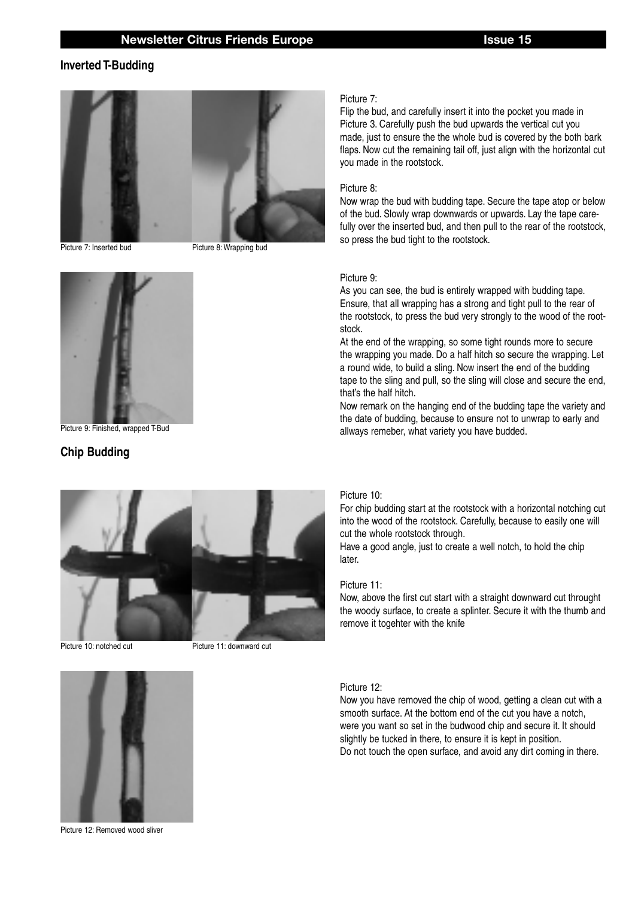## Inverted T-Budding

Picture 7: Inserted bud

Picture 8: Wrapping bud

Picture 7:
Flip the bud, and carefully insert it into the pocket you made in Picture 3. Carefully push the bud upwards the vertical cut you made, just to ensure the the whole bud is covered by the both bark flaps. Now cut the remaining tail off, just align with the horizontal cut you made in the rootstock.

Picture 8:
Now wrap the bud with budding tape. Secure the tape atop or below of the bud. Slowly wrap downwards or upwards. Lay the tape carefully over the inserted bud, and then pull to the rear of the rootstock, so press the bud tight to the rootstock.

Picture 9: Finished, wrapped T-Bud

Picture 9:
As you can see, the bud is entirely wrapped with budding tape. Ensure, that all wrapping has a strong and tight pull to the rear of the rootstock, to press the bud very strongly to the wood of the rootstock.
At the end of the wrapping, so some tight rounds more to secure the wrapping you made. Do a half hitch so secure the wrapping. Let a round wide, to build a sling. Now insert the end of the budding tape to the sling and pull, so the sling will close and secure the end, that's the half hitch.
Now remark on the hanging end of the budding tape the variety and the date of budding, because to ensure not to unwrap to early and allways remeber, what variety you have budded.

## Chip Budding

Picture 10: notched cut

Picture 11: downward cut

Picture 10:
For chip budding start at the rootstock with a horizontal notching cut into the wood of the rootstock. Carefully, because to easily one will cut the whole rootstock through.
Have a good angle, just to create a well notch, to hold the chip later.

Picture 11:
Now, above the first cut start with a straight downward cut throught the woody surface, to create a splinter. Secure it with the thumb and remove it togehter with the knife

Picture 12: Removed wood sliver

Picture 12:
Now you have removed the chip of wood, getting a clean cut with a smooth surface. At the bottom end of the cut you have a notch, were you want so set in the budwood chip and secure it. It should slightly be tucked in there, to ensure it is kept in position.
Do not touch the open surface, and avoid any dirt coming in there.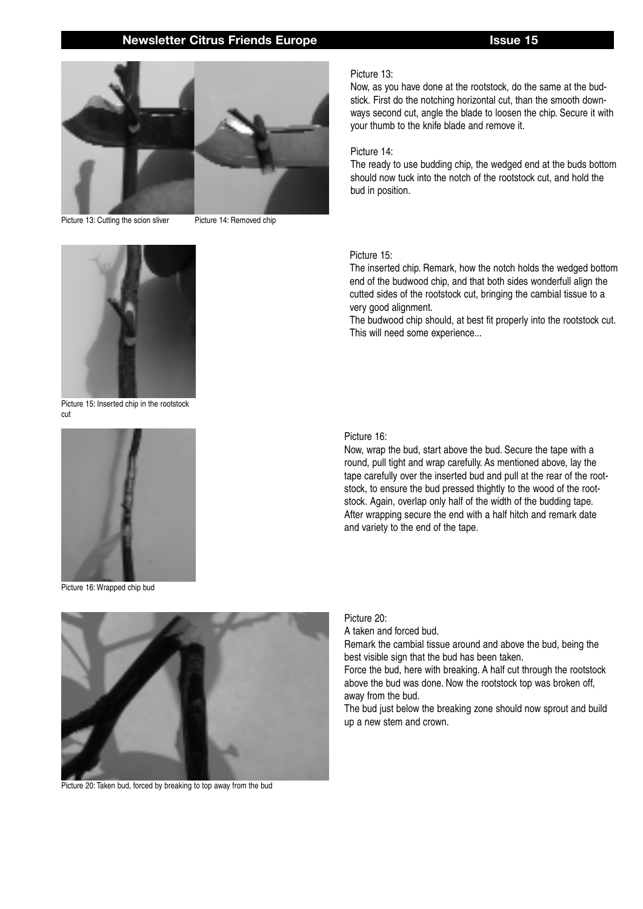Picture 13: Cutting the scion sliver

Picture 14: Removed chip

Picture 13:
Now, as you have done at the rootstock, do the same at the budstick. First do the notching horizontal cut, than the smooth downways second cut, angle the blade to loosen the chip. Secure it with your thumb to the knife blade and remove it.

Picture 14:
The ready to use budding chip, the wedged end at the buds bottom should now tuck into the notch of the rootstock cut, and hold the bud in position.

Picture 15: Inserted chip in the rootstock cut

Picture 15:
The inserted chip. Remark, how the notch holds the wedged bottom end of the budwood chip, and that both sides wonderfull align the cutted sides of the rootstock cut, bringing the cambial tissue to a very good alignment.
The budwood chip should, at best fit properly into the rootstock cut. This will need some experience...

Picture 16: Wrapped chip bud

Picture 16:
Now, wrap the bud, start above the bud. Secure the tape with a round, pull tight and wrap carefully. As mentioned above, lay the tape carefully over the inserted bud and pull at the rear of the rootstock, to ensure the bud pressed thightly to the wood of the rootstock. Again, overlap only half of the width of the budding tape. After wrapping secure the end with a half hitch and remark date and variety to the end of the tape.

Picture 20: Taken bud, forced by breaking to top away from the bud

Picture 20:
A taken and forced bud.
Remark the cambial tissue around and above the bud, being the best visible sign that the bud has been taken.
Force the bud, here with breaking. A half cut through the rootstock above the bud was done. Now the rootstock top was broken off, away from the bud.
The bud just below the breaking zone should now sprout and build up a new stem and crown.